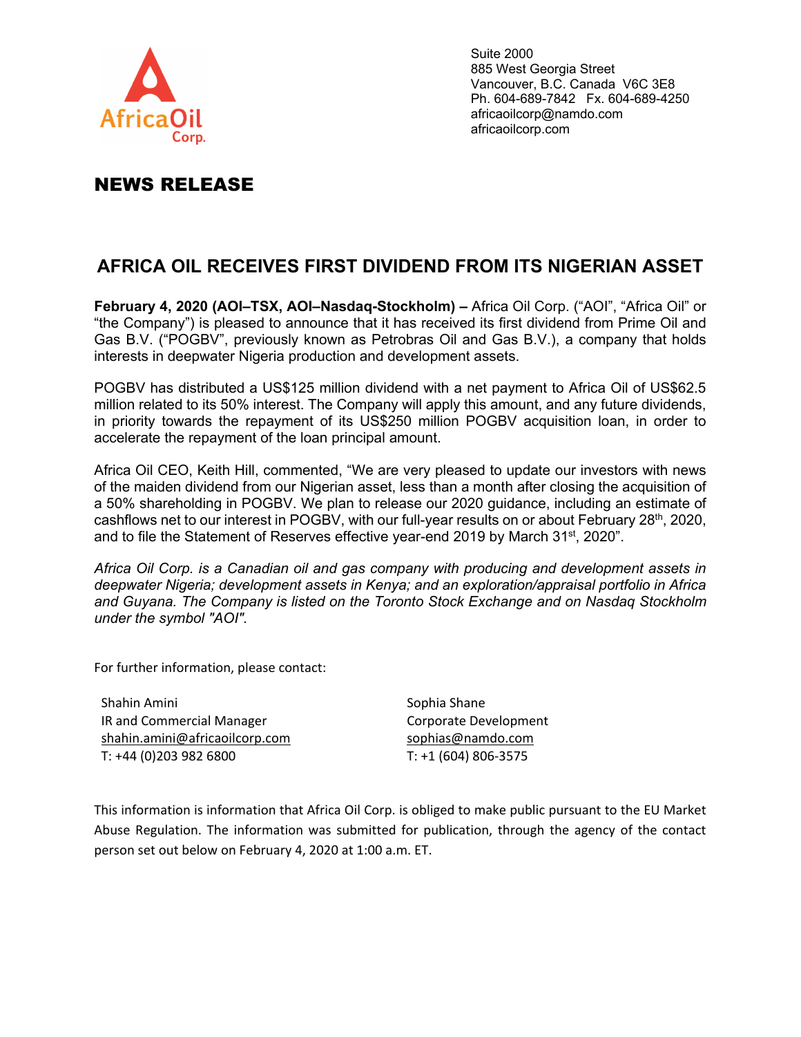Suite 2000
885 West Georgia Street
Vancouver, B.C. Canada V6C 3E8
Ph. 604-689-7842 Fx. 604-689-4250
africaoilcorp@namdo.com
africaoilcorp.com

# NEWS RELEASE

## AFRICA OIL RECEIVES FIRST DIVIDEND FROM ITS NIGERIAN ASSET

**February 4, 2020 (AOI–TSX, AOI–Nasdaq-Stockholm) –** Africa Oil Corp. (“AOI”, “Africa Oil” or “the Company”) is pleased to announce that it has received its first dividend from Prime Oil and Gas B.V. (“POGBV”, previously known as Petrobras Oil and Gas B.V.), a company that holds interests in deepwater Nigeria production and development assets.

POGBV has distributed a US$125 million dividend with a net payment to Africa Oil of US$62.5 million related to its 50% interest. The Company will apply this amount, and any future dividends, in priority towards the repayment of its US$250 million POGBV acquisition loan, in order to accelerate the repayment of the loan principal amount.

Africa Oil CEO, Keith Hill, commented, “We are very pleased to update our investors with news of the maiden dividend from our Nigerian asset, less than a month after closing the acquisition of a 50% shareholding in POGBV. We plan to release our 2020 guidance, including an estimate of cashflows net to our interest in POGBV, with our full-year results on or about February 28th, 2020, and to file the Statement of Reserves effective year-end 2019 by March 31st, 2020”.

*Africa Oil Corp. is a Canadian oil and gas company with producing and development assets in deepwater Nigeria; development assets in Kenya; and an exploration/appraisal portfolio in Africa and Guyana. The Company is listed on the Toronto Stock Exchange and on Nasdaq Stockholm under the symbol "AOI".*

For further information, please contact:

Shahin Amini
IR and Commercial Manager
shahin.amini@africaoilcorp.com
T: +44 (0)203 982 6800

Sophia Shane
Corporate Development
sophias@namdo.com
T: +1 (604) 806-3575

This information is information that Africa Oil Corp. is obliged to make public pursuant to the EU Market Abuse Regulation. The information was submitted for publication, through the agency of the contact person set out below on February 4, 2020 at 1:00 a.m. ET.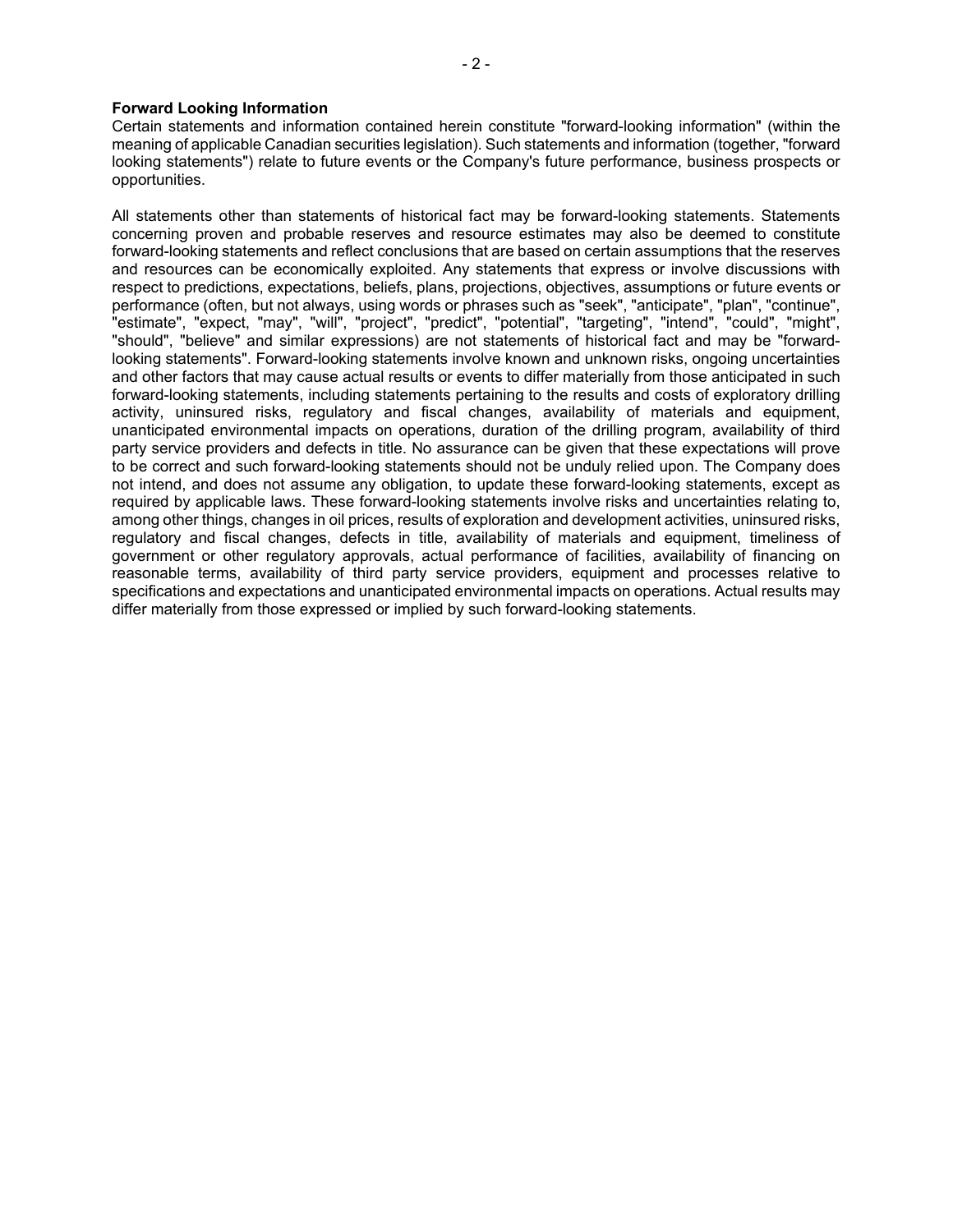**Forward Looking Information**

Certain statements and information contained herein constitute "forward-looking information" (within the meaning of applicable Canadian securities legislation). Such statements and information (together, "forward looking statements") relate to future events or the Company's future performance, business prospects or opportunities.

All statements other than statements of historical fact may be forward-looking statements. Statements concerning proven and probable reserves and resource estimates may also be deemed to constitute forward-looking statements and reflect conclusions that are based on certain assumptions that the reserves and resources can be economically exploited. Any statements that express or involve discussions with respect to predictions, expectations, beliefs, plans, projections, objectives, assumptions or future events or performance (often, but not always, using words or phrases such as "seek", "anticipate", "plan", "continue", "estimate", "expect, "may", "will", "project", "predict", "potential", "targeting", "intend", "could", "might", "should", "believe" and similar expressions) are not statements of historical fact and may be "forward-looking statements". Forward-looking statements involve known and unknown risks, ongoing uncertainties and other factors that may cause actual results or events to differ materially from those anticipated in such forward-looking statements, including statements pertaining to the results and costs of exploratory drilling activity, uninsured risks, regulatory and fiscal changes, availability of materials and equipment, unanticipated environmental impacts on operations, duration of the drilling program, availability of third party service providers and defects in title. No assurance can be given that these expectations will prove to be correct and such forward-looking statements should not be unduly relied upon. The Company does not intend, and does not assume any obligation, to update these forward-looking statements, except as required by applicable laws. These forward-looking statements involve risks and uncertainties relating to, among other things, changes in oil prices, results of exploration and development activities, uninsured risks, regulatory and fiscal changes, defects in title, availability of materials and equipment, timeliness of government or other regulatory approvals, actual performance of facilities, availability of financing on reasonable terms, availability of third party service providers, equipment and processes relative to specifications and expectations and unanticipated environmental impacts on operations. Actual results may differ materially from those expressed or implied by such forward-looking statements.